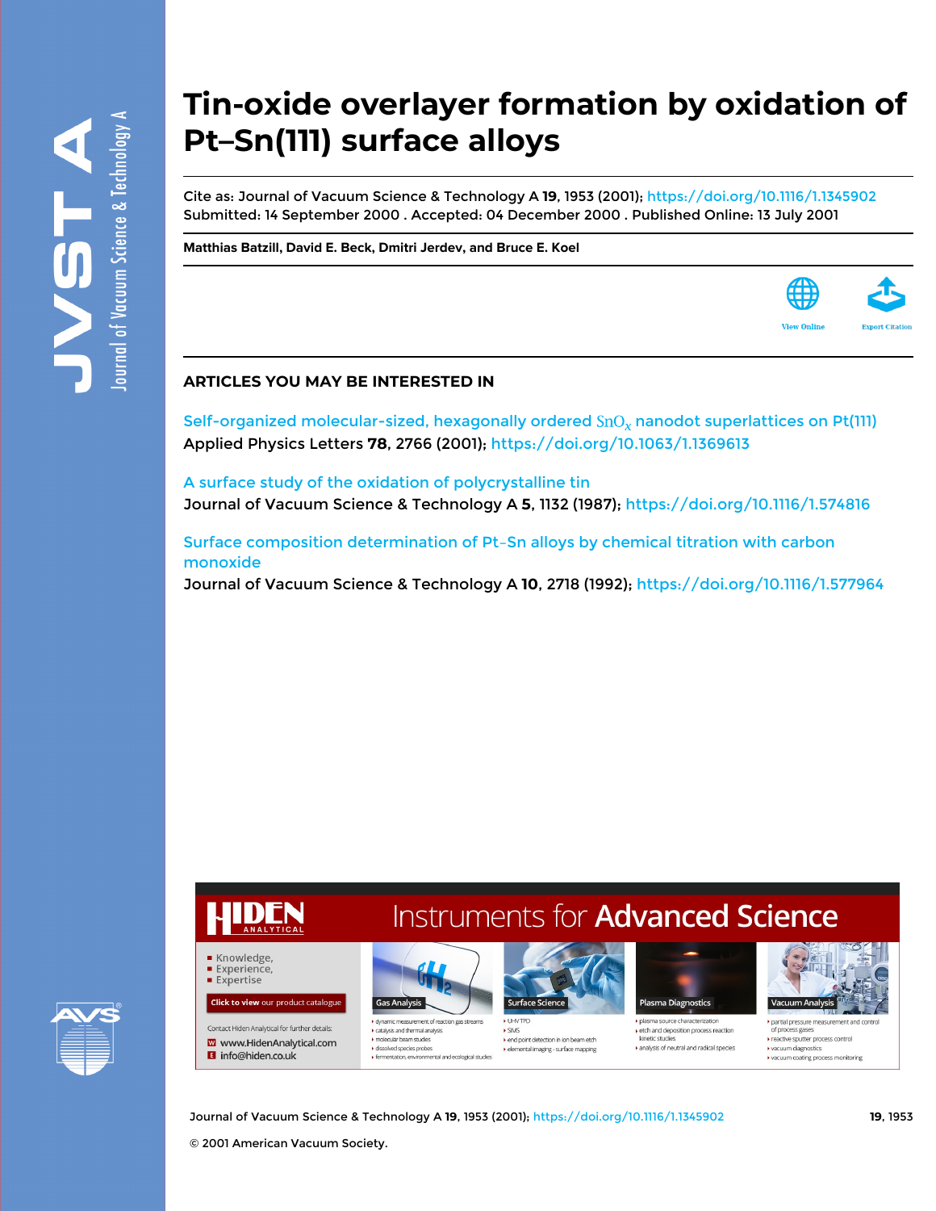# Tin-oxide overlayer formation by oxidation of Pt–Sn(111) surface alloys

Cite as: Journal of Vacuum Science & Technology A **19**, 1953 (2001); https://doi.org/10.1116/1.1345902
Submitted: 14 September 2000 . Accepted: 04 December 2000 . Published Online: 13 July 2001

**Matthias Batzill, David E. Beck, Dmitri Jerdev, and Bruce E. Koel**

View Online

Export Citation

## ARTICLES YOU MAY BE INTERESTED IN

Self-organized molecular-sized, hexagonally ordered $SnO_x$ nanodot superlattices on Pt(111)
Applied Physics Letters **78**, 2766 (2001); https://doi.org/10.1063/1.1369613

A surface study of the oxidation of polycrystalline tin
Journal of Vacuum Science & Technology A **5**, 1132 (1987); https://doi.org/10.1116/1.574816

Surface composition determination of Pt–Sn alloys by chemical titration with carbon monoxide
Journal of Vacuum Science & Technology A **10**, 2718 (1992); https://doi.org/10.1116/1.577964

© 2001 American Vacuum Society.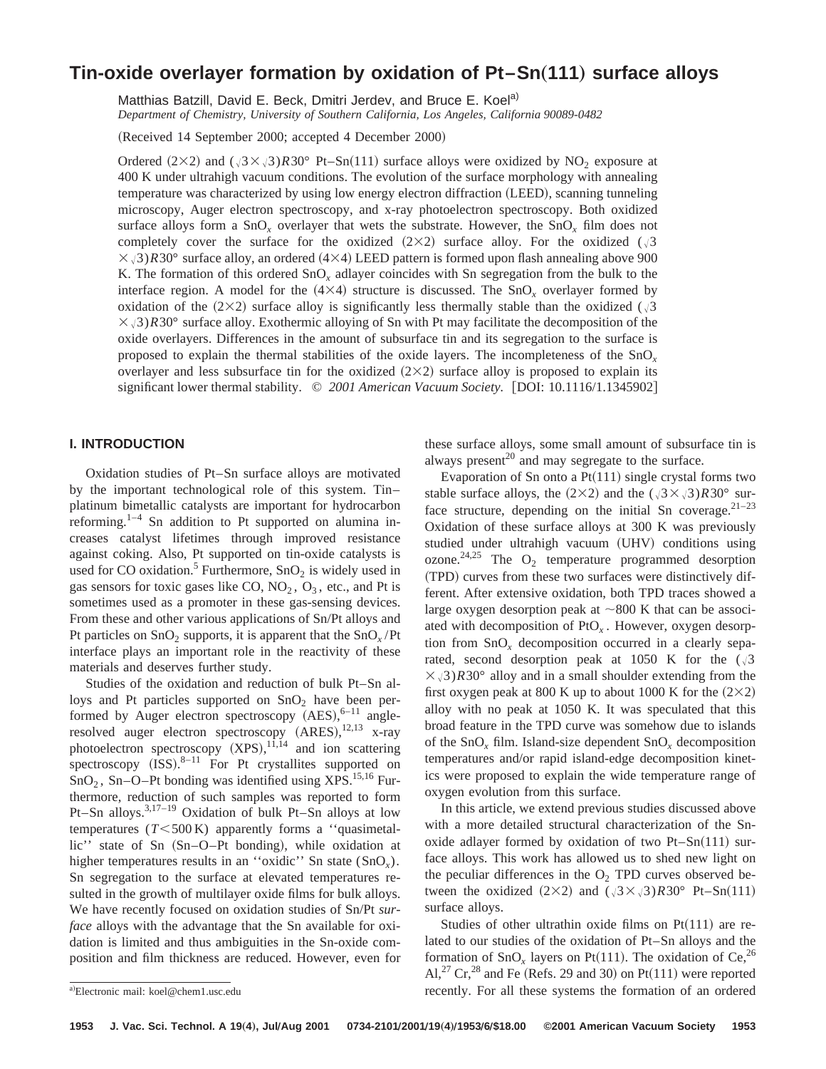# Tin-oxide overlayer formation by oxidation of Pt–Sn(111) surface alloys

Matthias Batzill, David E. Beck, Dmitri Jerdev, and Bruce E. Koel[a)]

*Department of Chemistry, University of Southern California, Los Angeles, California 90089-0482*

(Received 14 September 2000; accepted 4 December 2000)

Ordered (2×2) and $(\sqrt{3}\times\sqrt{3})R30°$ Pt–Sn(111) surface alloys were oxidized by $NO_2$ exposure at 400 K under ultrahigh vacuum conditions. The evolution of the surface morphology with annealing temperature was characterized by using low energy electron diffraction (LEED), scanning tunneling microscopy, Auger electron spectroscopy, and x-ray photoelectron spectroscopy. Both oxidized surface alloys form a $SnO_x$ overlayer that wets the substrate. However, the $SnO_x$ film does not completely cover the surface for the oxidized (2×2) surface alloy. For the oxidized $(\sqrt{3}\times\sqrt{3})R30°$ surface alloy, an ordered (4×4) LEED pattern is formed upon flash annealing above 900 K. The formation of this ordered $SnO_x$ adlayer coincides with Sn segregation from the bulk to the interface region. A model for the (4×4) structure is discussed. The $SnO_x$ overlayer formed by oxidation of the (2×2) surface alloy is significantly less thermally stable than the oxidized $(\sqrt{3}\times\sqrt{3})R30°$ surface alloy. Exothermic alloying of Sn with Pt may facilitate the decomposition of the oxide overlayers. Differences in the amount of subsurface tin and its segregation to the surface is proposed to explain the thermal stabilities of the oxide layers. The incompleteness of the $SnO_x$ overlayer and less subsurface tin for the oxidized (2×2) surface alloy is proposed to explain its significant lower thermal stability. © *2001 American Vacuum Society.* [DOI: 10.1116/1.1345902]

## I. INTRODUCTION

Oxidation studies of Pt–Sn surface alloys are motivated by the important technological role of this system. Tin–platinum bimetallic catalysts are important for hydrocarbon reforming.[1–4] Sn addition to Pt supported on alumina increases catalyst lifetimes through improved resistance against coking. Also, Pt supported on tin-oxide catalysts is used for CO oxidation.[5] Furthermore, $SnO_2$ is widely used in gas sensors for toxic gases like CO, $NO_2$, $O_3$, etc., and Pt is sometimes used as a promoter in these gas-sensing devices. From these and other various applications of Sn/Pt alloys and Pt particles on $SnO_2$ supports, it is apparent that the $SnO_x$/Pt interface plays an important role in the reactivity of these materials and deserves further study.

Studies of the oxidation and reduction of bulk Pt–Sn alloys and Pt particles supported on $SnO_2$ have been performed by Auger electron spectroscopy (AES),[6–11] angle-resolved auger electron spectroscopy (ARES),[12,13] x-ray photoelectron spectroscopy (XPS),[11,14] and ion scattering spectroscopy (ISS).[8–11] For Pt crystallites supported on $SnO_2$, Sn–O–Pt bonding was identified using XPS.[15,16] Furthermore, reduction of such samples was reported to form Pt–Sn alloys.[3,17–19] Oxidation of bulk Pt–Sn alloys at low temperatures ($T<500$ K) apparently forms a ''quasimetallic'' state of Sn (Sn–O–Pt bonding), while oxidation at higher temperatures results in an ''oxidic'' Sn state ($SnO_x$). Sn segregation to the surface at elevated temperatures resulted in the growth of multilayer oxide films for bulk alloys. We have recently focused on oxidation studies of Sn/Pt *surface* alloys with the advantage that the Sn available for oxidation is limited and thus ambiguities in the Sn-oxide composition and film thickness are reduced. However, even for these surface alloys, some small amount of subsurface tin is always present[20] and may segregate to the surface.

Evaporation of Sn onto a Pt(111) single crystal forms two stable surface alloys, the (2×2) and the $(\sqrt{3}\times\sqrt{3})R30°$ surface structure, depending on the initial Sn coverage.[21–23] Oxidation of these surface alloys at 300 K was previously studied under ultrahigh vacuum (UHV) conditions using ozone.[24,25] The $O_2$ temperature programmed desorption (TPD) curves from these two surfaces were distinctively different. After extensive oxidation, both TPD traces showed a large oxygen desorption peak at ~800 K that can be associated with decomposition of $PtO_x$. However, oxygen desorption from $SnO_x$ decomposition occurred in a clearly separated, second desorption peak at 1050 K for the $(\sqrt{3}\times\sqrt{3})R30°$ alloy and in a small shoulder extending from the first oxygen peak at 800 K up to about 1000 K for the (2×2) alloy with no peak at 1050 K. It was speculated that this broad feature in the TPD curve was somehow due to islands of the $SnO_x$ film. Island-size dependent $SnO_x$ decomposition temperatures and/or rapid island-edge decomposition kinetics were proposed to explain the wide temperature range of oxygen evolution from this surface.

In this article, we extend previous studies discussed above with a more detailed structural characterization of the Sn-oxide adlayer formed by oxidation of two Pt–Sn(111) surface alloys. This work has allowed us to shed new light on the peculiar differences in the $O_2$ TPD curves observed between the oxidized (2×2) and $(\sqrt{3}\times\sqrt{3})R30°$ Pt–Sn(111) surface alloys.

Studies of other ultrathin oxide films on Pt(111) are related to our studies of the oxidation of Pt–Sn alloys and the formation of $SnO_x$ layers on Pt(111). The oxidation of Ce,[26] Al,[27] Cr,[28] and Fe (Refs. 29 and 30) on Pt(111) were reported recently. For all these systems the formation of an ordered

[a)]Electronic mail: koel@chem1.usc.edu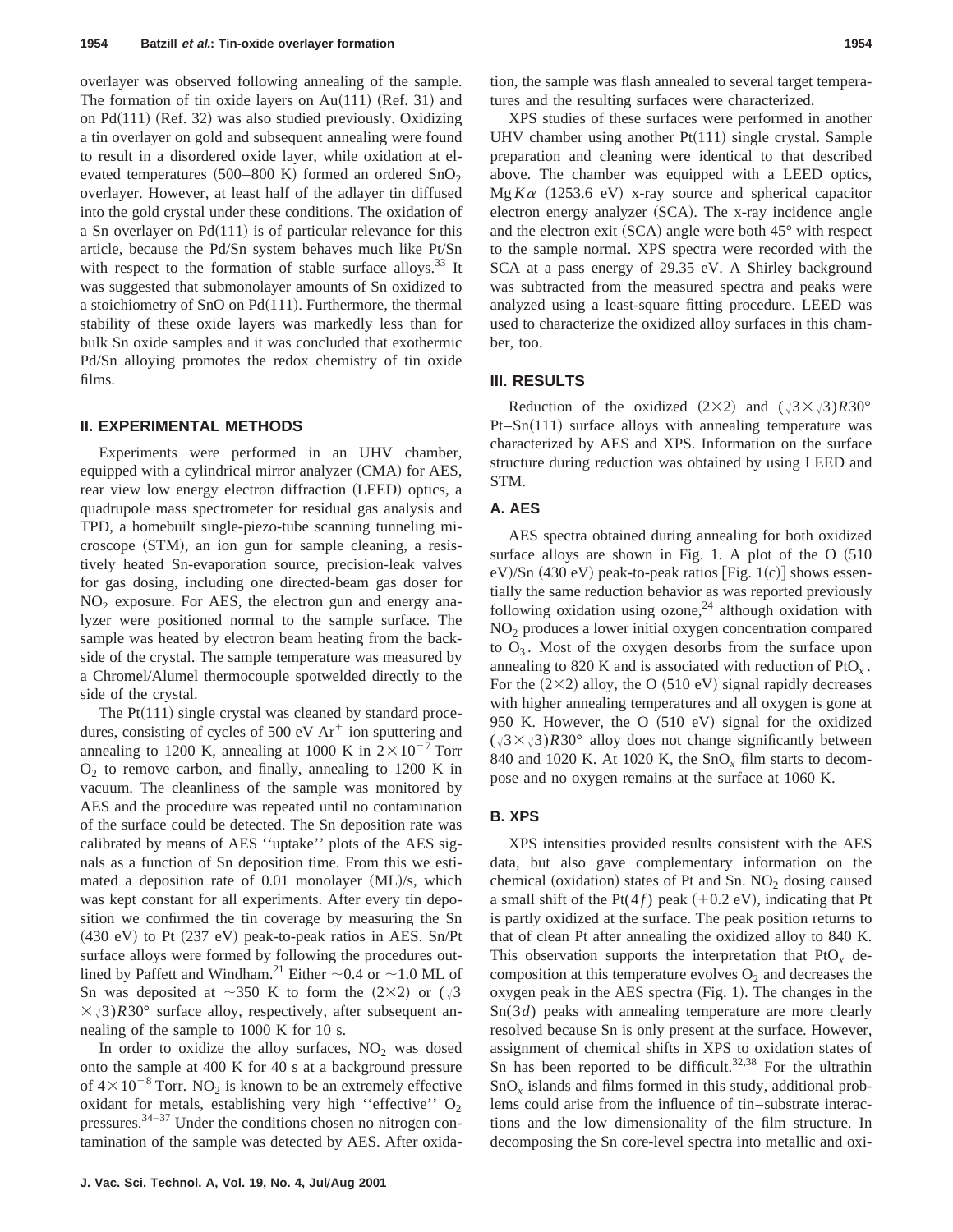overlayer was observed following annealing of the sample. The formation of tin oxide layers on Au(111) (Ref. 31) and on Pd(111) (Ref. 32) was also studied previously. Oxidizing a tin overlayer on gold and subsequent annealing were found to result in a disordered oxide layer, while oxidation at elevated temperatures (500–800 K) formed an ordered $SnO_2$ overlayer. However, at least half of the adlayer tin diffused into the gold crystal under these conditions. The oxidation of a Sn overlayer on Pd(111) is of particular relevance for this article, because the Pd/Sn system behaves much like Pt/Sn with respect to the formation of stable surface alloys.[33] It was suggested that submonolayer amounts of Sn oxidized to a stoichiometry of SnO on Pd(111). Furthermore, the thermal stability of these oxide layers was markedly less than for bulk Sn oxide samples and it was concluded that exothermic Pd/Sn alloying promotes the redox chemistry of tin oxide films.

## II. EXPERIMENTAL METHODS

Experiments were performed in an UHV chamber, equipped with a cylindrical mirror analyzer (CMA) for AES, rear view low energy electron diffraction (LEED) optics, a quadrupole mass spectrometer for residual gas analysis and TPD, a homebuilt single-piezo-tube scanning tunneling microscope (STM), an ion gun for sample cleaning, a resistively heated Sn-evaporation source, precision-leak valves for gas dosing, including one directed-beam gas doser for $NO_2$ exposure. For AES, the electron gun and energy analyzer were positioned normal to the sample surface. The sample was heated by electron beam heating from the backside of the crystal. The sample temperature was measured by a Chromel/Alumel thermocouple spotwelded directly to the side of the crystal.

The Pt(111) single crystal was cleaned by standard procedures, consisting of cycles of 500 eV $Ar^+$ ion sputtering and annealing to 1200 K, annealing at 1000 K in $2\times10^{-7}$ Torr $O_2$ to remove carbon, and finally, annealing to 1200 K in vacuum. The cleanliness of the sample was monitored by AES and the procedure was repeated until no contamination of the surface could be detected. The Sn deposition rate was calibrated by means of AES ''uptake'' plots of the AES signals as a function of Sn deposition time. From this we estimated a deposition rate of 0.01 monolayer (ML)/s, which was kept constant for all experiments. After every tin deposition we confirmed the tin coverage by measuring the Sn (430 eV) to Pt (237 eV) peak-to-peak ratios in AES. Sn/Pt surface alloys were formed by following the procedures outlined by Paffett and Windham.[21] Either ~0.4 or ~1.0 ML of Sn was deposited at ~350 K to form the (2×2) or $(\sqrt{3}\times\sqrt{3})R30°$ surface alloy, respectively, after subsequent annealing of the sample to 1000 K for 10 s.

In order to oxidize the alloy surfaces, $NO_2$ was dosed onto the sample at 400 K for 40 s at a background pressure of $4\times10^{-8}$ Torr. $NO_2$ is known to be an extremely effective oxidant for metals, establishing very high ''effective'' $O_2$ pressures.[34–37] Under the conditions chosen no nitrogen contamination of the sample was detected by AES. After oxidation, the sample was flash annealed to several target temperatures and the resulting surfaces were characterized.

XPS studies of these surfaces were performed in another UHV chamber using another Pt(111) single crystal. Sample preparation and cleaning were identical to that described above. The chamber was equipped with a LEED optics, Mg $K\alpha$ (1253.6 eV) x-ray source and spherical capacitor electron energy analyzer (SCA). The x-ray incidence angle and the electron exit (SCA) angle were both 45° with respect to the sample normal. XPS spectra were recorded with the SCA at a pass energy of 29.35 eV. A Shirley background was subtracted from the measured spectra and peaks were analyzed using a least-square fitting procedure. LEED was used to characterize the oxidized alloy surfaces in this chamber, too.

## III. RESULTS

Reduction of the oxidized (2×2) and $(\sqrt{3}\times\sqrt{3})R30°$ Pt–Sn(111) surface alloys with annealing temperature was characterized by AES and XPS. Information on the surface structure during reduction was obtained by using LEED and STM.

### A. AES

AES spectra obtained during annealing for both oxidized surface alloys are shown in Fig. 1. A plot of the O (510 eV)/Sn (430 eV) peak-to-peak ratios [Fig. 1(c)] shows essentially the same reduction behavior as was reported previously following oxidation using ozone,[24] although oxidation with $NO_2$ produces a lower initial oxygen concentration compared to $O_3$. Most of the oxygen desorbs from the surface upon annealing to 820 K and is associated with reduction of $PtO_x$. For the (2×2) alloy, the O (510 eV) signal rapidly decreases with higher annealing temperatures and all oxygen is gone at 950 K. However, the O (510 eV) signal for the oxidized $(\sqrt{3}\times\sqrt{3})R30°$ alloy does not change significantly between 840 and 1020 K. At 1020 K, the $SnO_x$ film starts to decompose and no oxygen remains at the surface at 1060 K.

### B. XPS

XPS intensities provided results consistent with the AES data, but also gave complementary information on the chemical (oxidation) states of Pt and Sn. $NO_2$ dosing caused a small shift of the Pt(4$f$) peak (+0.2 eV), indicating that Pt is partly oxidized at the surface. The peak position returns to that of clean Pt after annealing the oxidized alloy to 840 K. This observation supports the interpretation that $PtO_x$ decomposition at this temperature evolves $O_2$ and decreases the oxygen peak in the AES spectra (Fig. 1). The changes in the Sn(3$d$) peaks with annealing temperature are more clearly resolved because Sn is only present at the surface. However, assignment of chemical shifts in XPS to oxidation states of Sn has been reported to be difficult.[32,38] For the ultrathin $SnO_x$ islands and films formed in this study, additional problems could arise from the influence of tin–substrate interactions and the low dimensionality of the film structure. In decomposing the Sn core-level spectra into metallic and oxi-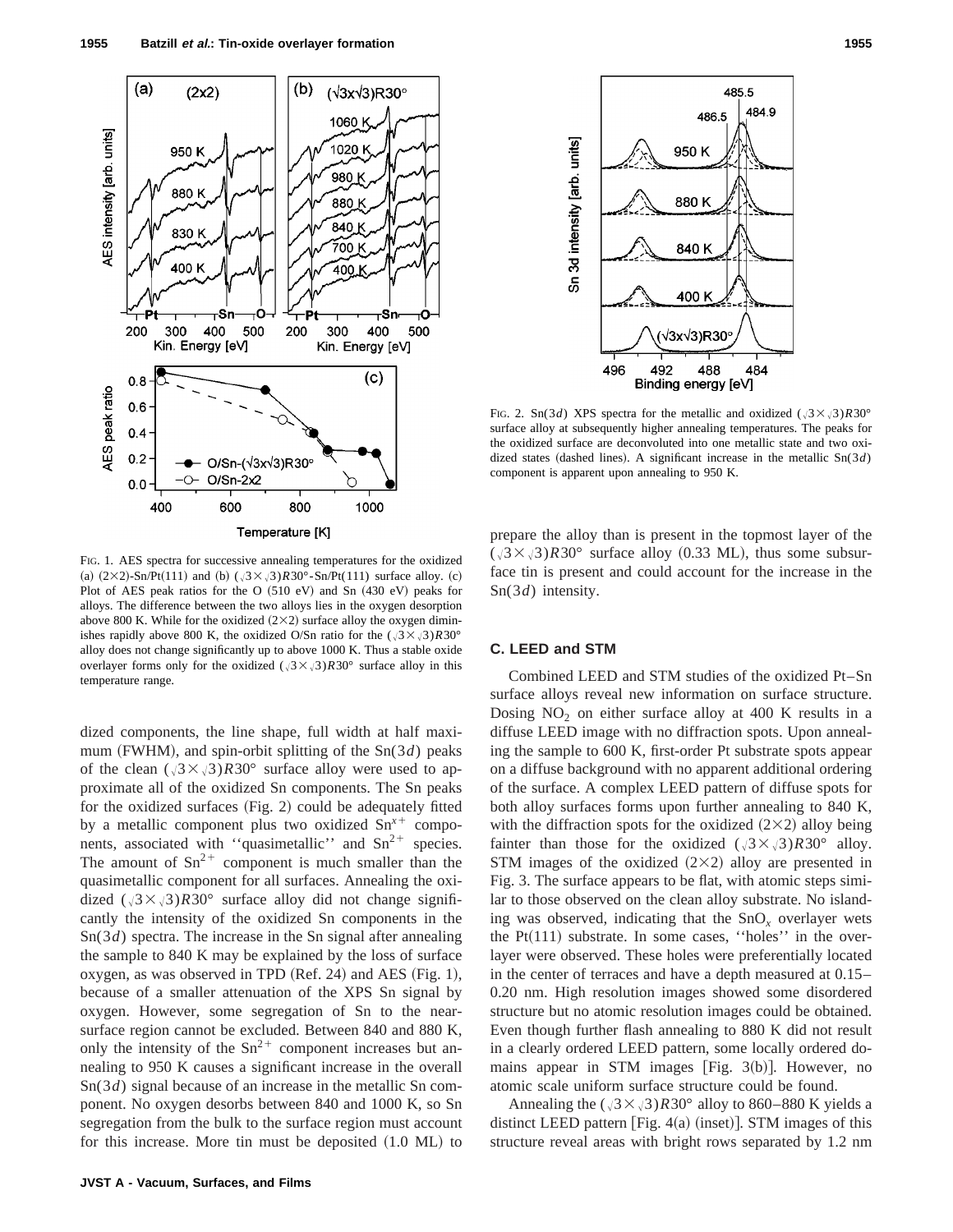(a) (2x2)

AES intensity [arb. units]

950 K

880 K

830 K

400 K

Pt Sn O

200 300 400 500

Kin. Energy [eV]

(b) (√3x√3)R30°

1060 K

1020 K

980 K

880 K

840 K

700 K

400 K

Pt Sn O

200 300 400 500

Kin. Energy [eV]

(c)

AES peak ratio

0.8

0.6

0.4

0.2

0.0

O/Sn-(√3x√3)R30°

O/Sn-2x2

400 600 800 1000

Temperature [K]

FIG. 1. AES spectra for successive annealing temperatures for the oxidized (a) $(2\times2)$-Sn/Pt(111) and (b) $(\sqrt{3}\times\sqrt{3})R30°$-Sn/Pt(111) surface alloy. (c) Plot of AES peak ratios for the O (510 eV) and Sn (430 eV) peaks for alloys. The difference between the two alloys lies in the oxygen desorption above 800 K. While for the oxidized $(2\times2)$ surface alloy the oxygen diminishes rapidly above 800 K, the oxidized O/Sn ratio for the $(\sqrt{3}\times\sqrt{3})R30°$ alloy does not change significantly up to above 1000 K. Thus a stable oxide overlayer forms only for the oxidized $(\sqrt{3}\times\sqrt{3})R30°$ surface alloy in this temperature range.

dized components, the line shape, full width at half maximum (FWHM), and spin-orbit splitting of the Sn(3$d$) peaks of the clean $(\sqrt{3}\times\sqrt{3})R30°$ surface alloy were used to approximate all of the oxidized Sn components. The Sn peaks for the oxidized surfaces (Fig. 2) could be adequately fitted by a metallic component plus two oxidized $Sn^{x+}$ components, associated with ''quasimetallic'' and $Sn^{2+}$ species. The amount of $Sn^{2+}$ component is much smaller than the quasimetallic component for all surfaces. Annealing the oxidized $(\sqrt{3}\times\sqrt{3})R30°$ surface alloy did not change significantly the intensity of the oxidized Sn components in the Sn(3$d$) spectra. The increase in the Sn signal after annealing the sample to 840 K may be explained by the loss of surface oxygen, as was observed in TPD (Ref. 24) and AES (Fig. 1), because of a smaller attenuation of the XPS Sn signal by oxygen. However, some segregation of Sn to the near-surface region cannot be excluded. Between 840 and 880 K, only the intensity of the $Sn^{2+}$ component increases but annealing to 950 K causes a significant increase in the overall Sn(3$d$) signal because of an increase in the metallic Sn component. No oxygen desorbs between 840 and 1000 K, so Sn segregation from the bulk to the surface region must account for this increase. More tin must be deposited (1.0 ML) to

485.5

486.5 484.9

Sn 3d intensity [arb. units]

950 K

880 K

840 K

400 K

(√3x√3)R30°

496 492 488 484

Binding energy [eV]

FIG. 2. Sn(3$d$) XPS spectra for the metallic and oxidized $(\sqrt{3}\times\sqrt{3})R30°$ surface alloy at subsequently higher annealing temperatures. The peaks for the oxidized surface are deconvoluted into one metallic state and two oxidized states (dashed lines). A significant increase in the metallic Sn(3$d$) component is apparent upon annealing to 950 K.

prepare the alloy than is present in the topmost layer of the $(\sqrt{3}\times\sqrt{3})R30°$ surface alloy (0.33 ML), thus some subsurface tin is present and could account for the increase in the Sn(3$d$) intensity.

### C. LEED and STM

Combined LEED and STM studies of the oxidized Pt–Sn surface alloys reveal new information on surface structure. Dosing $NO_2$ on either surface alloy at 400 K results in a diffuse LEED image with no diffraction spots. Upon annealing the sample to 600 K, first-order Pt substrate spots appear on a diffuse background with no apparent additional ordering of the surface. A complex LEED pattern of diffuse spots for both alloy surfaces forms upon further annealing to 840 K, with the diffraction spots for the oxidized $(2\times2)$ alloy being fainter than those for the oxidized $(\sqrt{3}\times\sqrt{3})R30°$ alloy. STM images of the oxidized $(2\times2)$ alloy are presented in Fig. 3. The surface appears to be flat, with atomic steps similar to those observed on the clean alloy substrate. No islanding was observed, indicating that the $SnO_x$ overlayer wets the Pt(111) substrate. In some cases, ''holes'' in the overlayer were observed. These holes were preferentially located in the center of terraces and have a depth measured at 0.15–0.20 nm. High resolution images showed some disordered structure but no atomic resolution images could be obtained. Even though further flash annealing to 880 K did not result in a clearly ordered LEED pattern, some locally ordered domains appear in STM images [Fig. 3(b)]. However, no atomic scale uniform surface structure could be found.

Annealing the $(\sqrt{3}\times\sqrt{3})R30°$ alloy to 860–880 K yields a distinct LEED pattern [Fig. 4(a) (inset)]. STM images of this structure reveal areas with bright rows separated by 1.2 nm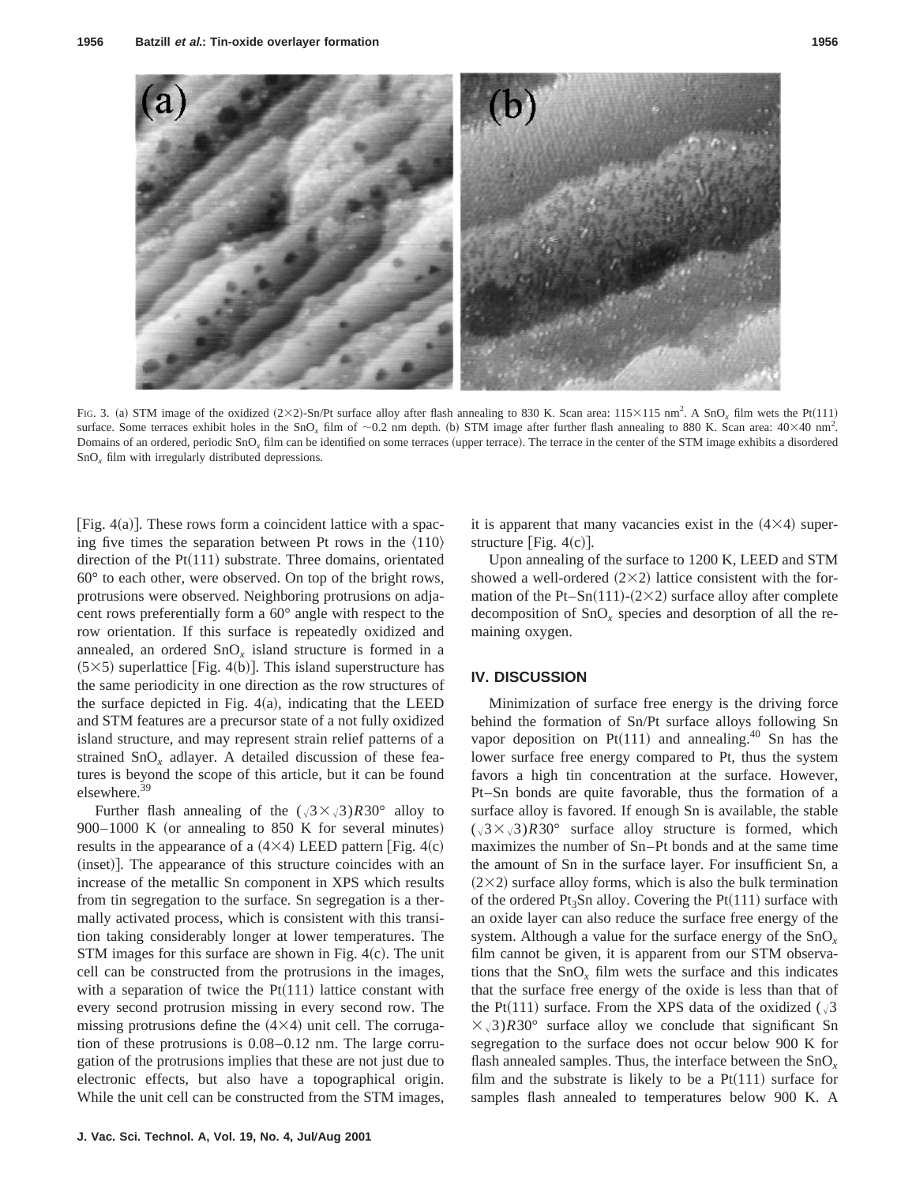FIG. 3. (a) STM image of the oxidized (2×2)-Sn/Pt surface alloy after flash annealing to 830 K. Scan area: 115×115 nm². A $SnO_x$ film wets the Pt(111) surface. Some terraces exhibit holes in the $SnO_x$ film of ~0.2 nm depth. (b) STM image after further flash annealing to 880 K. Scan area: 40×40 nm². Domains of an ordered, periodic $SnO_x$ film can be identified on some terraces (upper terrace). The terrace in the center of the STM image exhibits a disordered $SnO_x$ film with irregularly distributed depressions.

[Fig. 4(a)]. These rows form a coincident lattice with a spacing five times the separation between Pt rows in the ⟨110⟩ direction of the Pt(111) substrate. Three domains, orientated 60° to each other, were observed. On top of the bright rows, protrusions were observed. Neighboring protrusions on adjacent rows preferentially form a 60° angle with respect to the row orientation. If this surface is repeatedly oxidized and annealed, an ordered $SnO_x$ island structure is formed in a (5×5) superlattice [Fig. 4(b)]. This island superstructure has the same periodicity in one direction as the row structures of the surface depicted in Fig. 4(a), indicating that the LEED and STM features are a precursor state of a not fully oxidized island structure, and may represent strain relief patterns of a strained $SnO_x$ adlayer. A detailed discussion of these features is beyond the scope of this article, but it can be found elsewhere.[39]

Further flash annealing of the $(\sqrt{3}\times\sqrt{3})R30°$ alloy to 900–1000 K (or annealing to 850 K for several minutes) results in the appearance of a (4×4) LEED pattern [Fig. 4(c) (inset)]. The appearance of this structure coincides with an increase of the metallic Sn component in XPS which results from tin segregation to the surface. Sn segregation is a thermally activated process, which is consistent with this transition taking considerably longer at lower temperatures. The STM images for this surface are shown in Fig. 4(c). The unit cell can be constructed from the protrusions in the images, with a separation of twice the Pt(111) lattice constant with every second protrusion missing in every second row. The missing protrusions define the (4×4) unit cell. The corrugation of these protrusions is 0.08–0.12 nm. The large corrugation of the protrusions implies that these are not just due to electronic effects, but also have a topographical origin. While the unit cell can be constructed from the STM images, it is apparent that many vacancies exist in the (4×4) superstructure [Fig. 4(c)].

Upon annealing of the surface to 1200 K, LEED and STM showed a well-ordered (2×2) lattice consistent with the formation of the Pt–Sn(111)-(2×2) surface alloy after complete decomposition of $SnO_x$ species and desorption of all the remaining oxygen.

## IV. DISCUSSION

Minimization of surface free energy is the driving force behind the formation of Sn/Pt surface alloys following Sn vapor deposition on Pt(111) and annealing.[40] Sn has the lower surface free energy compared to Pt, thus the system favors a high tin concentration at the surface. However, Pt–Sn bonds are quite favorable, thus the formation of a surface alloy is favored. If enough Sn is available, the stable $(\sqrt{3}\times\sqrt{3})R30°$ surface alloy structure is formed, which maximizes the number of Sn–Pt bonds and at the same time the amount of Sn in the surface layer. For insufficient Sn, a (2×2) surface alloy forms, which is also the bulk termination of the ordered $Pt_3Sn$ alloy. Covering the Pt(111) surface with an oxide layer can also reduce the surface free energy of the system. Although a value for the surface energy of the $SnO_x$ film cannot be given, it is apparent from our STM observations that the $SnO_x$ film wets the surface and this indicates that the surface free energy of the oxide is less than that of the Pt(111) surface. From the XPS data of the oxidized $(\sqrt{3}\times\sqrt{3})R30°$ surface alloy we conclude that significant Sn segregation to the surface does not occur below 900 K for flash annealed samples. Thus, the interface between the $SnO_x$ film and the substrate is likely to be a Pt(111) surface for samples flash annealed to temperatures below 900 K. A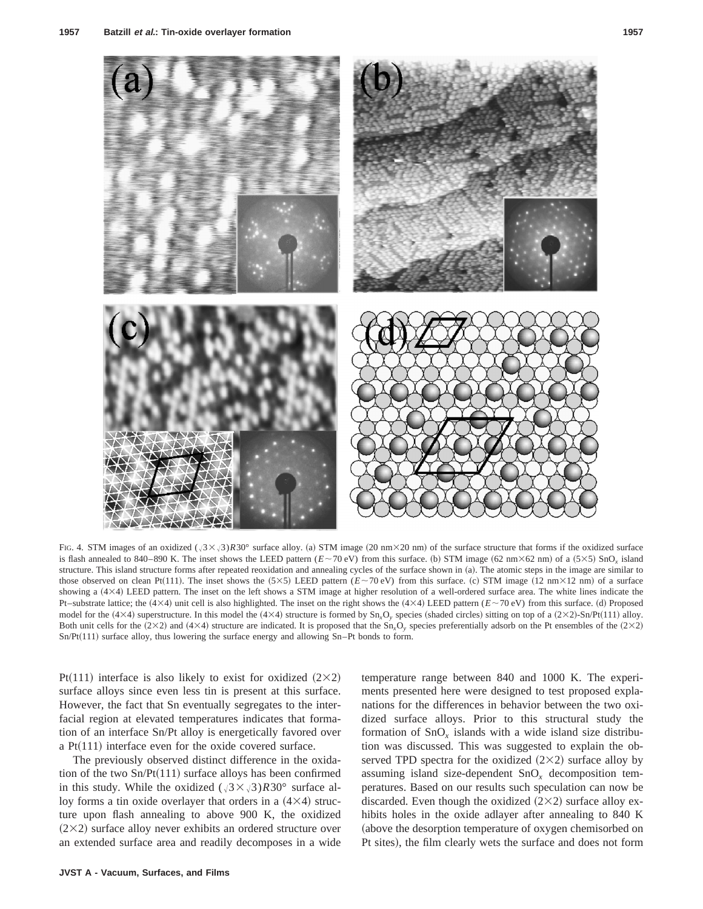FIG. 4. STM images of an oxidized $(\sqrt{3}\times\sqrt{3})R30°$ surface alloy. (a) STM image (20 nm×20 nm) of the surface structure that forms if the oxidized surface is flash annealed to 840–890 K. The inset shows the LEED pattern ($E\sim70$ eV) from this surface. (b) STM image (62 nm×62 nm) of a (5×5) $SnO_x$ island structure. This island structure forms after repeated reoxidation and annealing cycles of the surface shown in (a). The atomic steps in the image are similar to those observed on clean Pt(111). The inset shows the (5×5) LEED pattern ($E\sim70$ eV) from this surface. (c) STM image (12 nm×12 nm) of a surface showing a (4×4) LEED pattern. The inset on the left shows a STM image at higher resolution of a well-ordered surface area. The white lines indicate the Pt–substrate lattice; the (4×4) unit cell is also highlighted. The inset on the right shows the (4×4) LEED pattern ($E\sim70$ eV) from this surface. (d) Proposed model for the (4×4) superstructure. In this model the (4×4) structure is formed by $Sn_xO_y$ species (shaded circles) sitting on top of a (2×2)-Sn/Pt(111) alloy. Both unit cells for the (2×2) and (4×4) structure are indicated. It is proposed that the $Sn_xO_y$ species preferentially adsorb on the Pt ensembles of the (2×2) Sn/Pt(111) surface alloy, thus lowering the surface energy and allowing Sn–Pt bonds to form.

Pt(111) interface is also likely to exist for oxidized (2×2) surface alloys since even less tin is present at this surface. However, the fact that Sn eventually segregates to the interfacial region at elevated temperatures indicates that formation of an interface Sn/Pt alloy is energetically favored over a Pt(111) interface even for the oxide covered surface.

The previously observed distinct difference in the oxidation of the two Sn/Pt(111) surface alloys has been confirmed in this study. While the oxidized $(\sqrt{3}\times\sqrt{3})R30°$ surface alloy forms a tin oxide overlayer that orders in a (4×4) structure upon flash annealing to above 900 K, the oxidized (2×2) surface alloy never exhibits an ordered structure over an extended surface area and readily decomposes in a wide temperature range between 840 and 1000 K. The experiments presented here were designed to test proposed explanations for the differences in behavior between the two oxidized surface alloys. Prior to this structural study the formation of $SnO_x$ islands with a wide island size distribution was discussed. This was suggested to explain the observed TPD spectra for the oxidized (2×2) surface alloy by assuming island size-dependent $SnO_x$ decomposition temperatures. Based on our results such speculation can now be discarded. Even though the oxidized (2×2) surface alloy exhibits holes in the oxide adlayer after annealing to 840 K (above the desorption temperature of oxygen chemisorbed on Pt sites), the film clearly wets the surface and does not form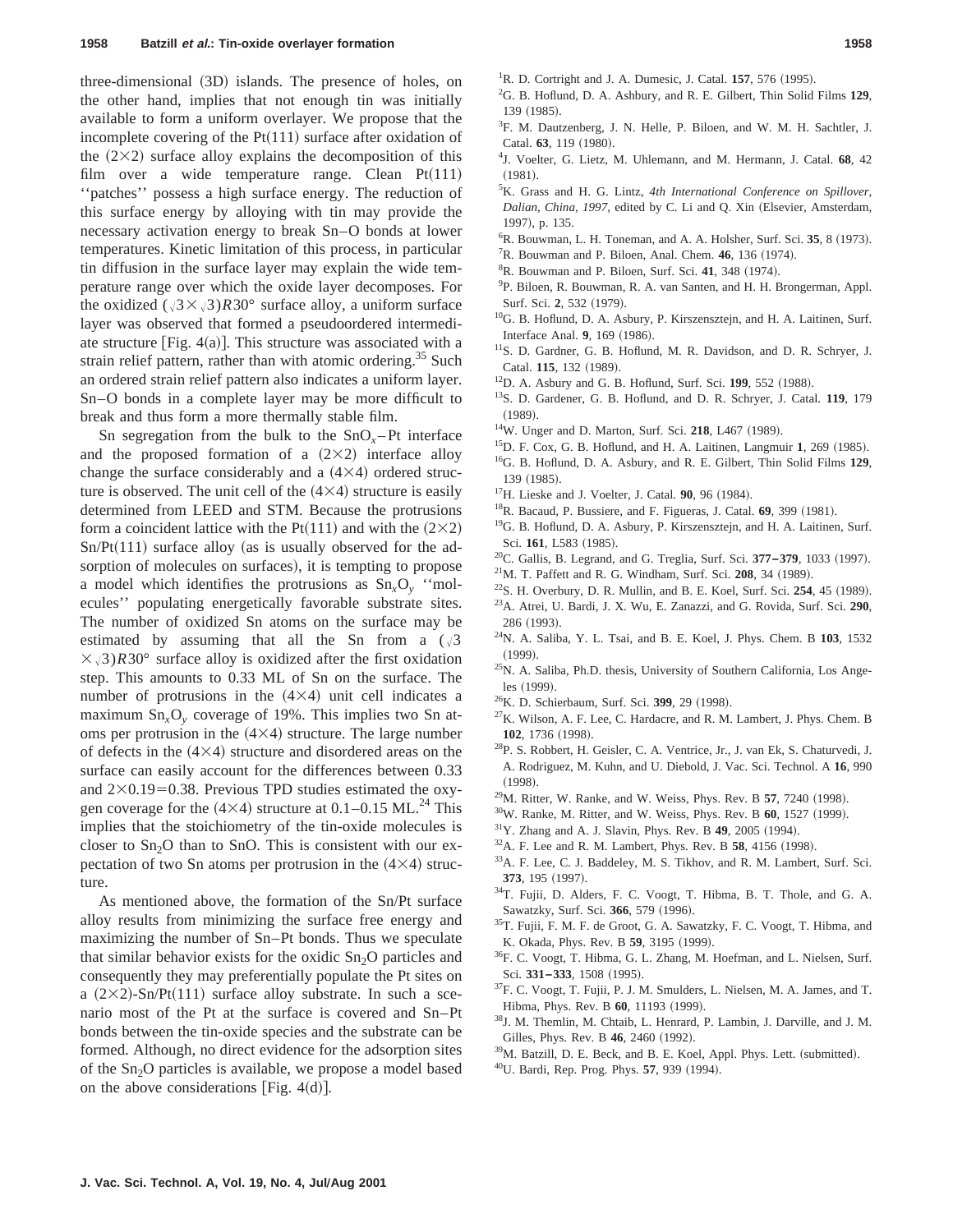three-dimensional (3D) islands. The presence of holes, on the other hand, implies that not enough tin was initially available to form a uniform overlayer. We propose that the incomplete covering of the Pt(111) surface after oxidation of the (2×2) surface alloy explains the decomposition of this film over a wide temperature range. Clean Pt(111) ''patches'' possess a high surface energy. The reduction of this surface energy by alloying with tin may provide the necessary activation energy to break Sn–O bonds at lower temperatures. Kinetic limitation of this process, in particular tin diffusion in the surface layer may explain the wide temperature range over which the oxide layer decomposes. For the oxidized $(\sqrt{3}\times\sqrt{3})R30°$ surface alloy, a uniform surface layer was observed that formed a pseudoordered intermediate structure [Fig. 4(a)]. This structure was associated with a strain relief pattern, rather than with atomic ordering.[35] Such an ordered strain relief pattern also indicates a uniform layer. Sn–O bonds in a complete layer may be more difficult to break and thus form a more thermally stable film.

Sn segregation from the bulk to the $SnO_x$–Pt interface and the proposed formation of a (2×2) interface alloy change the surface considerably and a (4×4) ordered structure is observed. The unit cell of the (4×4) structure is easily determined from LEED and STM. Because the protrusions form a coincident lattice with the Pt(111) and with the (2×2) Sn/Pt(111) surface alloy (as is usually observed for the adsorption of molecules on surfaces), it is tempting to propose a model which identifies the protrusions as $Sn_xO_y$ ''molecules'' populating energetically favorable substrate sites. The number of oxidized Sn atoms on the surface may be estimated by assuming that all the Sn from a $(\sqrt{3}\times\sqrt{3})R30°$ surface alloy is oxidized after the first oxidation step. This amounts to 0.33 ML of Sn on the surface. The number of protrusions in the (4×4) unit cell indicates a maximum $Sn_xO_y$ coverage of 19%. This implies two Sn atoms per protrusion in the (4×4) structure. The large number of defects in the (4×4) structure and disordered areas on the surface can easily account for the differences between 0.33 and $2\times0.19=0.38$. Previous TPD studies estimated the oxygen coverage for the (4×4) structure at 0.1–0.15 ML.[24] This implies that the stoichiometry of the tin-oxide molecules is closer to $Sn_2O$ than to SnO. This is consistent with our expectation of two Sn atoms per protrusion in the (4×4) structure.

As mentioned above, the formation of the Sn/Pt surface alloy results from minimizing the surface free energy and maximizing the number of Sn–Pt bonds. Thus we speculate that similar behavior exists for the oxidic $Sn_2O$ particles and consequently they may preferentially populate the Pt sites on a (2×2)-Sn/Pt(111) surface alloy substrate. In such a scenario most of the Pt at the surface is covered and Sn–Pt bonds between the tin-oxide species and the substrate can be formed. Although, no direct evidence for the adsorption sites of the $Sn_2O$ particles is available, we propose a model based on the above considerations [Fig. 4(d)].

[1] R. D. Cortright and J. A. Dumesic, J. Catal. **157**, 576 (1995).
[2] G. B. Hoflund, D. A. Ashbury, and R. E. Gilbert, Thin Solid Films **129**, 139 (1985).
[3] F. M. Dautzenberg, J. N. Helle, P. Biloen, and W. M. H. Sachtler, J. Catal. **63**, 119 (1980).
[4] J. Voelter, G. Lietz, M. Uhlemann, and M. Hermann, J. Catal. **68**, 42 (1981).
[5] K. Grass and H. G. Lintz, *4th International Conference on Spillover, Dalian, China, 1997*, edited by C. Li and Q. Xin (Elsevier, Amsterdam, 1997), p. 135.
[6] R. Bouwman, L. H. Toneman, and A. A. Holsher, Surf. Sci. **35**, 8 (1973).
[7] R. Bouwman and P. Biloen, Anal. Chem. **46**, 136 (1974).
[8] R. Bouwman and P. Biloen, Surf. Sci. **41**, 348 (1974).
[9] P. Biloen, R. Bouwman, R. A. van Santen, and H. H. Brongerman, Appl. Surf. Sci. **2**, 532 (1979).
[10] G. B. Hoflund, D. A. Asbury, P. Kirszensztejn, and H. A. Laitinen, Surf. Interface Anal. **9**, 169 (1986).
[11] S. D. Gardner, G. B. Hoflund, M. R. Davidson, and D. R. Schryer, J. Catal. **115**, 132 (1989).
[12] D. A. Asbury and G. B. Hoflund, Surf. Sci. **199**, 552 (1988).
[13] S. D. Gardener, G. B. Hoflund, and D. R. Schryer, J. Catal. **119**, 179 (1989).
[14] W. Unger and D. Marton, Surf. Sci. **218**, L467 (1989).
[15] D. F. Cox, G. B. Hoflund, and H. A. Laitinen, Langmuir **1**, 269 (1985).
[16] G. B. Hoflund, D. A. Asbury, and R. E. Gilbert, Thin Solid Films **129**, 139 (1985).
[17] H. Lieske and J. Voelter, J. Catal. **90**, 96 (1984).
[18] R. Bacaud, P. Bussiere, and F. Figueras, J. Catal. **69**, 399 (1981).
[19] G. B. Hoflund, D. A. Asbury, P. Kirszensztejn, and H. A. Laitinen, Surf. Sci. **161**, L583 (1985).
[20] C. Gallis, B. Legrand, and G. Treglia, Surf. Sci. **377–379**, 1033 (1997).
[21] M. T. Paffett and R. G. Windham, Surf. Sci. **208**, 34 (1989).
[22] S. H. Overbury, D. R. Mullin, and B. E. Koel, Surf. Sci. **254**, 45 (1989).
[23] A. Atrei, U. Bardi, J. X. Wu, E. Zanazzi, and G. Rovida, Surf. Sci. **290**, 286 (1993).
[24] N. A. Saliba, Y. L. Tsai, and B. E. Koel, J. Phys. Chem. B **103**, 1532 (1999).
[25] N. A. Saliba, Ph.D. thesis, University of Southern California, Los Angeles (1999).
[26] K. D. Schierbaum, Surf. Sci. **399**, 29 (1998).
[27] K. Wilson, A. F. Lee, C. Hardacre, and R. M. Lambert, J. Phys. Chem. B **102**, 1736 (1998).
[28] P. S. Robbert, H. Geisler, C. A. Ventrice, Jr., J. van Ek, S. Chaturvedi, J. A. Rodriguez, M. Kuhn, and U. Diebold, J. Vac. Sci. Technol. A **16**, 990 (1998).
[29] M. Ritter, W. Ranke, and W. Weiss, Phys. Rev. B **57**, 7240 (1998).
[30] W. Ranke, M. Ritter, and W. Weiss, Phys. Rev. B **60**, 1527 (1999).
[31] Y. Zhang and M. J. Slavin, Phys. Rev. B **49**, 2005 (1994).
[32] A. F. Lee and R. M. Lambert, Phys. Rev. B **58**, 4156 (1998).
[33] A. F. Lee, C. J. Baddeley, M. S. Tikhov, and R. M. Lambert, Surf. Sci. **373**, 195 (1997).
[34] T. Fujii, D. Alders, F. C. Voogt, T. Hibma, B. T. Thole, and G. A. Sawatzky, Surf. Sci. **366**, 579 (1996).
[35] T. Fujii, F. M. F. de Groot, G. A. Sawatzky, F. C. Voogt, T. Hibma, and K. Okada, Phys. Rev. B **59**, 3195 (1999).
[36] F. C. Voogt, T. Hibma, G. L. Zhang, M. Hoefman, and L. Nielsen, Surf. Sci. **331–333**, 1508 (1995).
[37] F. C. Voogt, T. Fujii, P. J. M. Smulders, L. Nielsen, M. A. James, and T. Hibma, Phys. Rev. B **60**, 11193 (1999).
[38] J. M. Themlin, M. Chtaib, L. Henrard, P. Lambin, J. Darville, and J. M. Gilles, Phys. Rev. B **46**, 2460 (1992).
[39] M. Batzill, D. E. Beck, and B. E. Koel, Appl. Phys. Lett. (submitted).
[40] U. Bardi, Rep. Prog. Phys. **57**, 939 (1994).